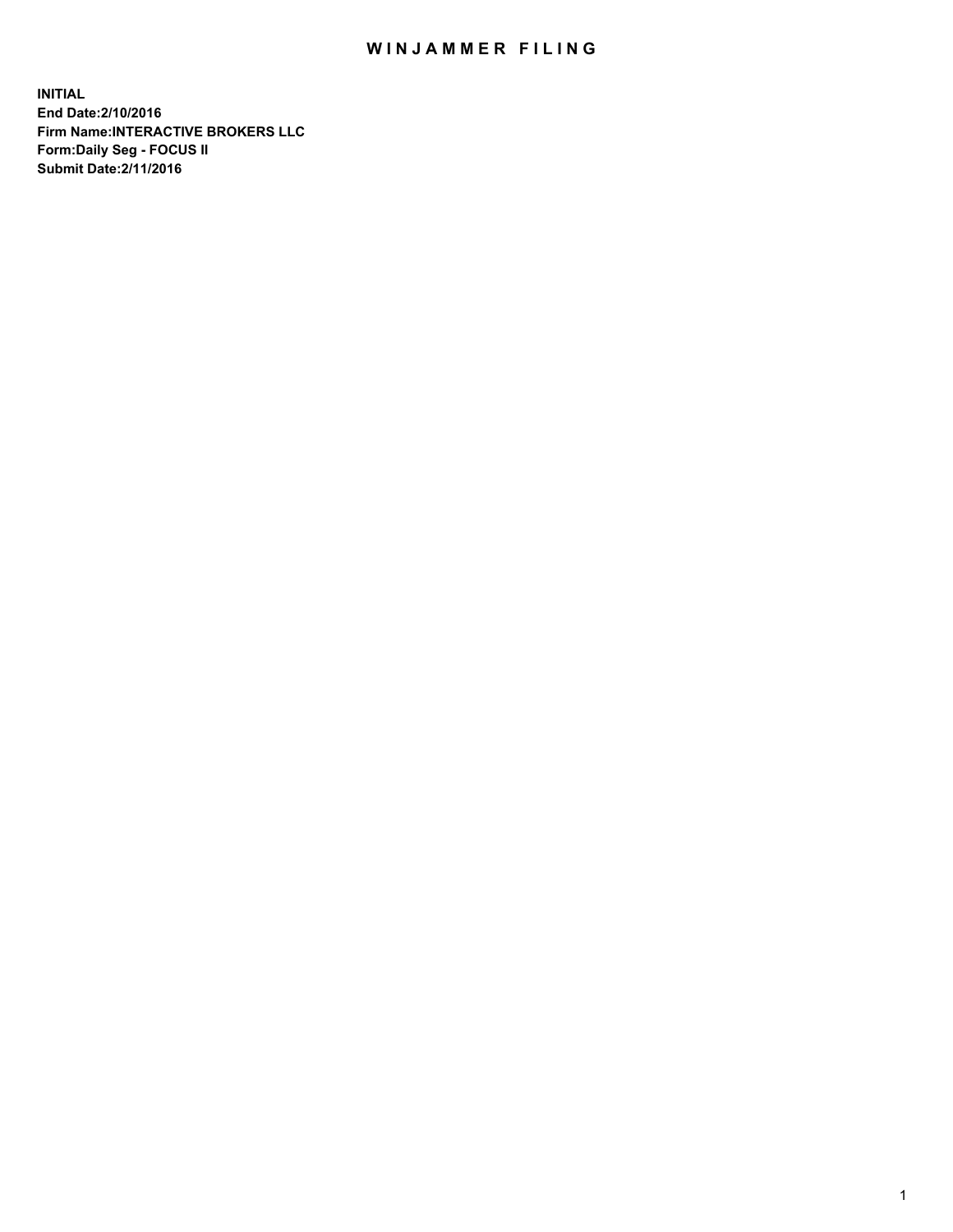# WINJAMMER FILING

**INITIAL**
**End Date:2/10/2016**
**Firm Name:INTERACTIVE BROKERS LLC**
**Form:Daily Seg - FOCUS II**
**Submit Date:2/11/2016**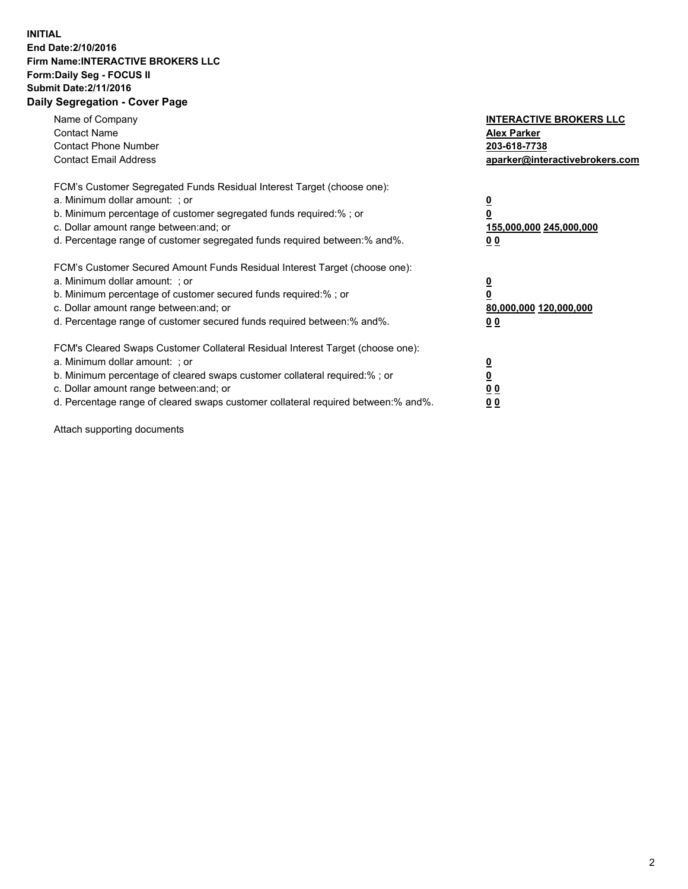**INITIAL**
**End Date:2/10/2016**
**Firm Name:INTERACTIVE BROKERS LLC**
**Form:Daily Seg - FOCUS II**
**Submit Date:2/11/2016**
**Daily Segregation - Cover Page**

| | |
|---|---|
| Name of Company | **INTERACTIVE BROKERS LLC** |
| Contact Name | **Alex Parker** |
| Contact Phone Number | **203-618-7738** |
| Contact Email Address | **aparker@interactivebrokers.com** |

FCM's Customer Segregated Funds Residual Interest Target (choose one):

| | |
|---|---|
| a. Minimum dollar amount: ; or | **0** |
| b. Minimum percentage of customer segregated funds required:% ; or | **0** |
| c. Dollar amount range between:and; or | **155,000,000 245,000,000** |
| d. Percentage range of customer segregated funds required between:% and%. | **0 0** |

FCM's Customer Secured Amount Funds Residual Interest Target (choose one):

| | |
|---|---|
| a. Minimum dollar amount: ; or | **0** |
| b. Minimum percentage of customer secured funds required:% ; or | **0** |
| c. Dollar amount range between:and; or | **80,000,000 120,000,000** |
| d. Percentage range of customer secured funds required between:% and%. | **0 0** |

FCM's Cleared Swaps Customer Collateral Residual Interest Target (choose one):

| | |
|---|---|
| a. Minimum dollar amount: ; or | **0** |
| b. Minimum percentage of cleared swaps customer collateral required:% ; or | **0** |
| c. Dollar amount range between:and; or | **0 0** |
| d. Percentage range of cleared swaps customer collateral required between:% and%. | **0 0** |

Attach supporting documents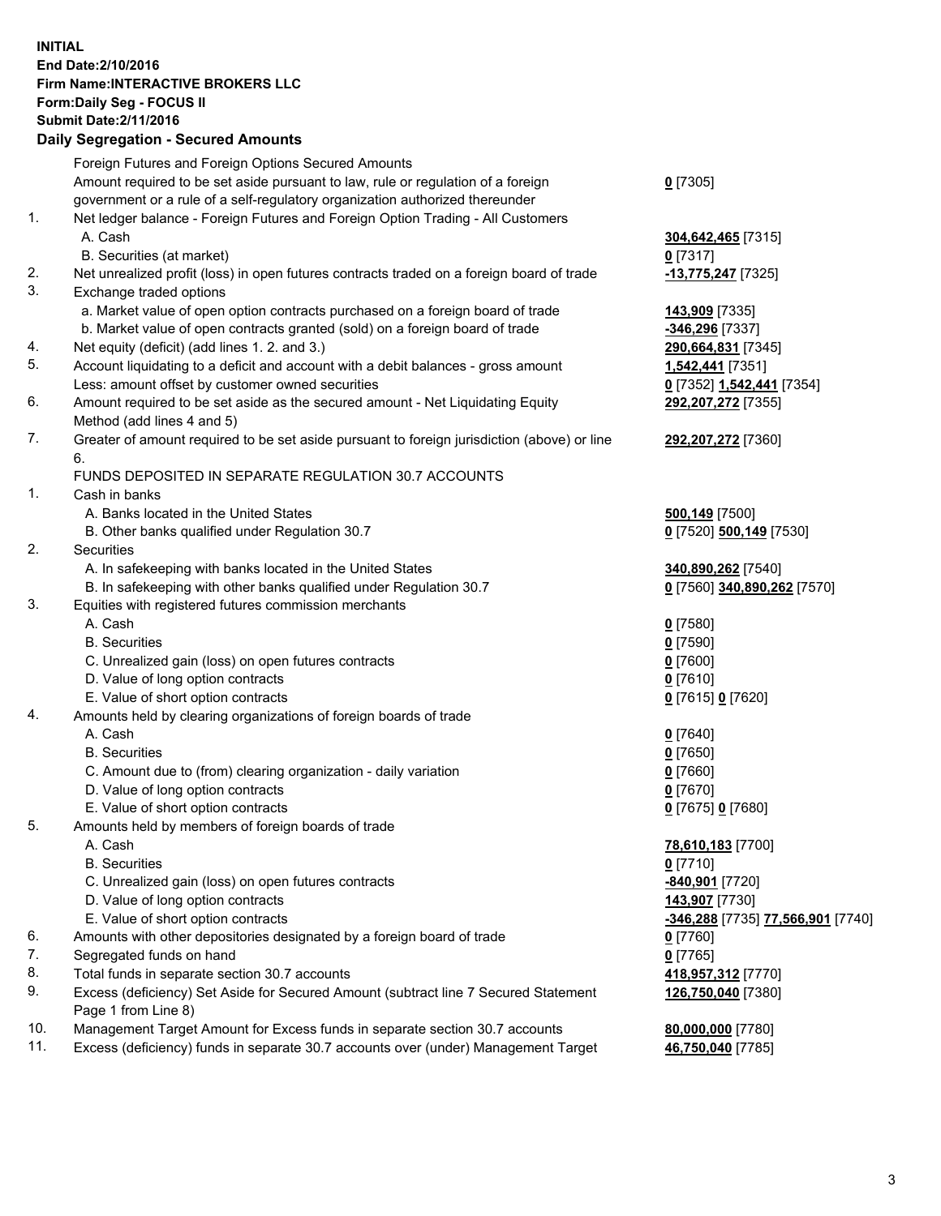**INITIAL**
**End Date:2/10/2016**
**Firm Name:INTERACTIVE BROKERS LLC**
**Form:Daily Seg - FOCUS II**
**Submit Date:2/11/2016**

**Daily Segregation - Secured Amounts**

| | | |
|---|---|---|
| | Foreign Futures and Foreign Options Secured Amounts | |
| | Amount required to be set aside pursuant to law, rule or regulation of a foreign government or a rule of a self-regulatory organization authorized thereunder | **0** [7305] |
| 1. | Net ledger balance - Foreign Futures and Foreign Option Trading - All Customers | |
| | A. Cash | **304,642,465** [7315] |
| | B. Securities (at market) | **0** [7317] |
| 2. | Net unrealized profit (loss) in open futures contracts traded on a foreign board of trade | **-13,775,247** [7325] |
| 3. | Exchange traded options | |
| | a. Market value of open option contracts purchased on a foreign board of trade | **143,909** [7335] |
| | b. Market value of open contracts granted (sold) on a foreign board of trade | **-346,296** [7337] |
| 4. | Net equity (deficit) (add lines 1. 2. and 3.) | **290,664,831** [7345] |
| 5. | Account liquidating to a deficit and account with a debit balances - gross amount | **1,542,441** [7351] |
| | Less: amount offset by customer owned securities | **0** [7352] **1,542,441** [7354] |
| 6. | Amount required to be set aside as the secured amount - Net Liquidating Equity Method (add lines 4 and 5) | **292,207,272** [7355] |
| 7. | Greater of amount required to be set aside pursuant to foreign jurisdiction (above) or line 6. | **292,207,272** [7360] |
| | FUNDS DEPOSITED IN SEPARATE REGULATION 30.7 ACCOUNTS | |
| 1. | Cash in banks | |
| | A. Banks located in the United States | **500,149** [7500] |
| | B. Other banks qualified under Regulation 30.7 | **0** [7520] **500,149** [7530] |
| 2. | Securities | |
| | A. In safekeeping with banks located in the United States | **340,890,262** [7540] |
| | B. In safekeeping with other banks qualified under Regulation 30.7 | **0** [7560] **340,890,262** [7570] |
| 3. | Equities with registered futures commission merchants | |
| | A. Cash | **0** [7580] |
| | B. Securities | **0** [7590] |
| | C. Unrealized gain (loss) on open futures contracts | **0** [7600] |
| | D. Value of long option contracts | **0** [7610] |
| | E. Value of short option contracts | **0** [7615] **0** [7620] |
| 4. | Amounts held by clearing organizations of foreign boards of trade | |
| | A. Cash | **0** [7640] |
| | B. Securities | **0** [7650] |
| | C. Amount due to (from) clearing organization - daily variation | **0** [7660] |
| | D. Value of long option contracts | **0** [7670] |
| | E. Value of short option contracts | **0** [7675] **0** [7680] |
| 5. | Amounts held by members of foreign boards of trade | |
| | A. Cash | **78,610,183** [7700] |
| | B. Securities | **0** [7710] |
| | C. Unrealized gain (loss) on open futures contracts | **-840,901** [7720] |
| | D. Value of long option contracts | **143,907** [7730] |
| | E. Value of short option contracts | **-346,288** [7735] **77,566,901** [7740] |
| 6. | Amounts with other depositories designated by a foreign board of trade | **0** [7760] |
| 7. | Segregated funds on hand | **0** [7765] |
| 8. | Total funds in separate section 30.7 accounts | **418,957,312** [7770] |
| 9. | Excess (deficiency) Set Aside for Secured Amount (subtract line 7 Secured Statement Page 1 from Line 8) | **126,750,040** [7380] |
| 10. | Management Target Amount for Excess funds in separate section 30.7 accounts | **80,000,000** [7780] |
| 11. | Excess (deficiency) funds in separate 30.7 accounts over (under) Management Target | **46,750,040** [7785] |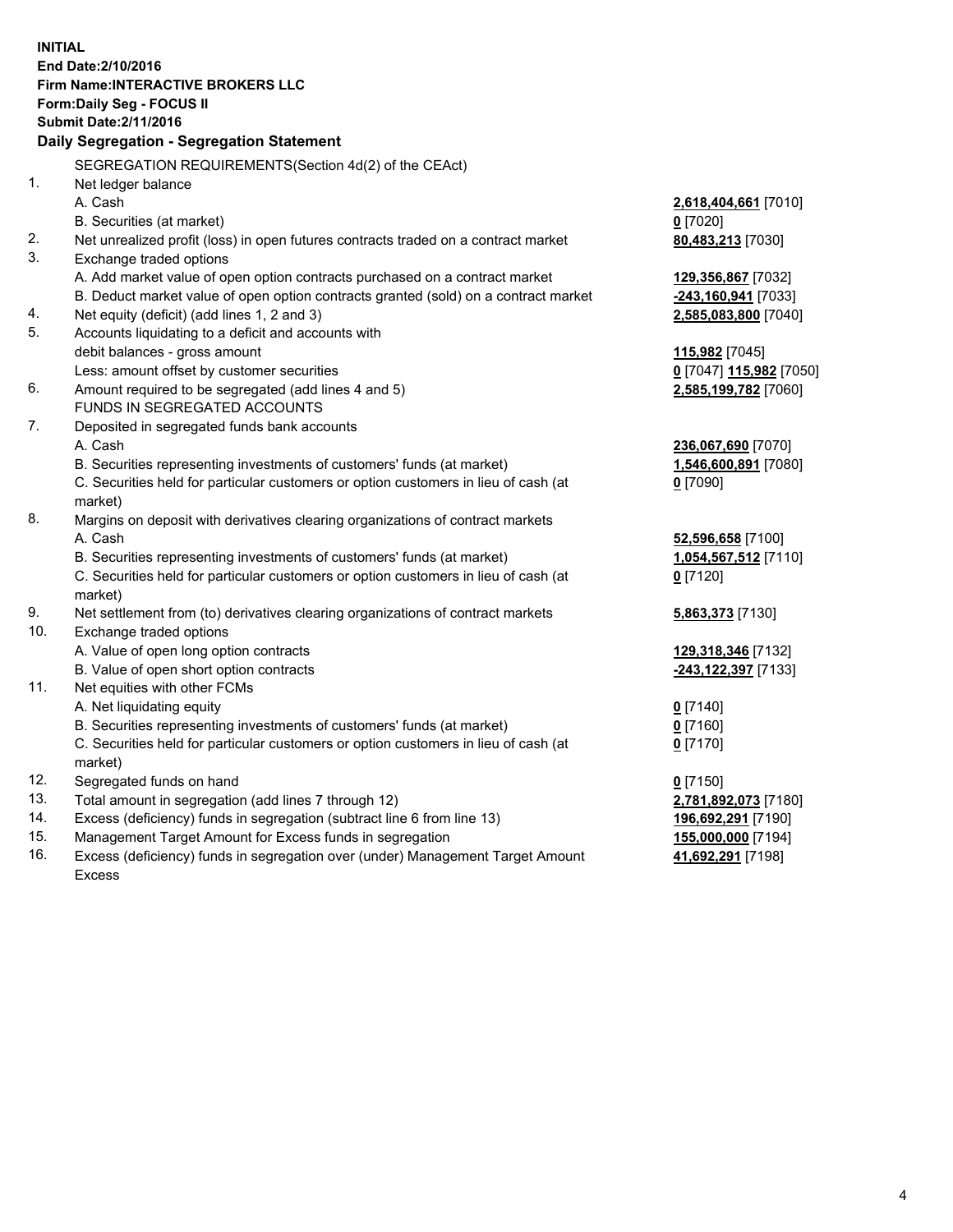**INITIAL**
**End Date:2/10/2016**
**Firm Name:INTERACTIVE BROKERS LLC**
**Form:Daily Seg - FOCUS II**
**Submit Date:2/11/2016**
**Daily Segregation - Segregation Statement**

| | | |
|---|---|---|
| | SEGREGATION REQUIREMENTS(Section 4d(2) of the CEAct) | |
| 1. | Net ledger balance | |
| | A. Cash | **2,618,404,661** [7010] |
| | B. Securities (at market) | **0** [7020] |
| 2. | Net unrealized profit (loss) in open futures contracts traded on a contract market | **80,483,213** [7030] |
| 3. | Exchange traded options | |
| | A. Add market value of open option contracts purchased on a contract market | **129,356,867** [7032] |
| | B. Deduct market value of open option contracts granted (sold) on a contract market | **-243,160,941** [7033] |
| 4. | Net equity (deficit) (add lines 1, 2 and 3) | **2,585,083,800** [7040] |
| 5. | Accounts liquidating to a deficit and accounts with | |
| | debit balances - gross amount | **115,982** [7045] |
| | Less: amount offset by customer securities | **0** [7047] **115,982** [7050] |
| 6. | Amount required to be segregated (add lines 4 and 5) | **2,585,199,782** [7060] |
| | FUNDS IN SEGREGATED ACCOUNTS | |
| 7. | Deposited in segregated funds bank accounts | |
| | A. Cash | **236,067,690** [7070] |
| | B. Securities representing investments of customers' funds (at market) | **1,546,600,891** [7080] |
| | C. Securities held for particular customers or option customers in lieu of cash (at market) | **0** [7090] |
| 8. | Margins on deposit with derivatives clearing organizations of contract markets | |
| | A. Cash | **52,596,658** [7100] |
| | B. Securities representing investments of customers' funds (at market) | **1,054,567,512** [7110] |
| | C. Securities held for particular customers or option customers in lieu of cash (at market) | **0** [7120] |
| 9. | Net settlement from (to) derivatives clearing organizations of contract markets | **5,863,373** [7130] |
| 10. | Exchange traded options | |
| | A. Value of open long option contracts | **129,318,346** [7132] |
| | B. Value of open short option contracts | **-243,122,397** [7133] |
| 11. | Net equities with other FCMs | |
| | A. Net liquidating equity | **0** [7140] |
| | B. Securities representing investments of customers' funds (at market) | **0** [7160] |
| | C. Securities held for particular customers or option customers in lieu of cash (at market) | **0** [7170] |
| 12. | Segregated funds on hand | **0** [7150] |
| 13. | Total amount in segregation (add lines 7 through 12) | **2,781,892,073** [7180] |
| 14. | Excess (deficiency) funds in segregation (subtract line 6 from line 13) | **196,692,291** [7190] |
| 15. | Management Target Amount for Excess funds in segregation | **155,000,000** [7194] |
| 16. | Excess (deficiency) funds in segregation over (under) Management Target Amount Excess | **41,692,291** [7198] |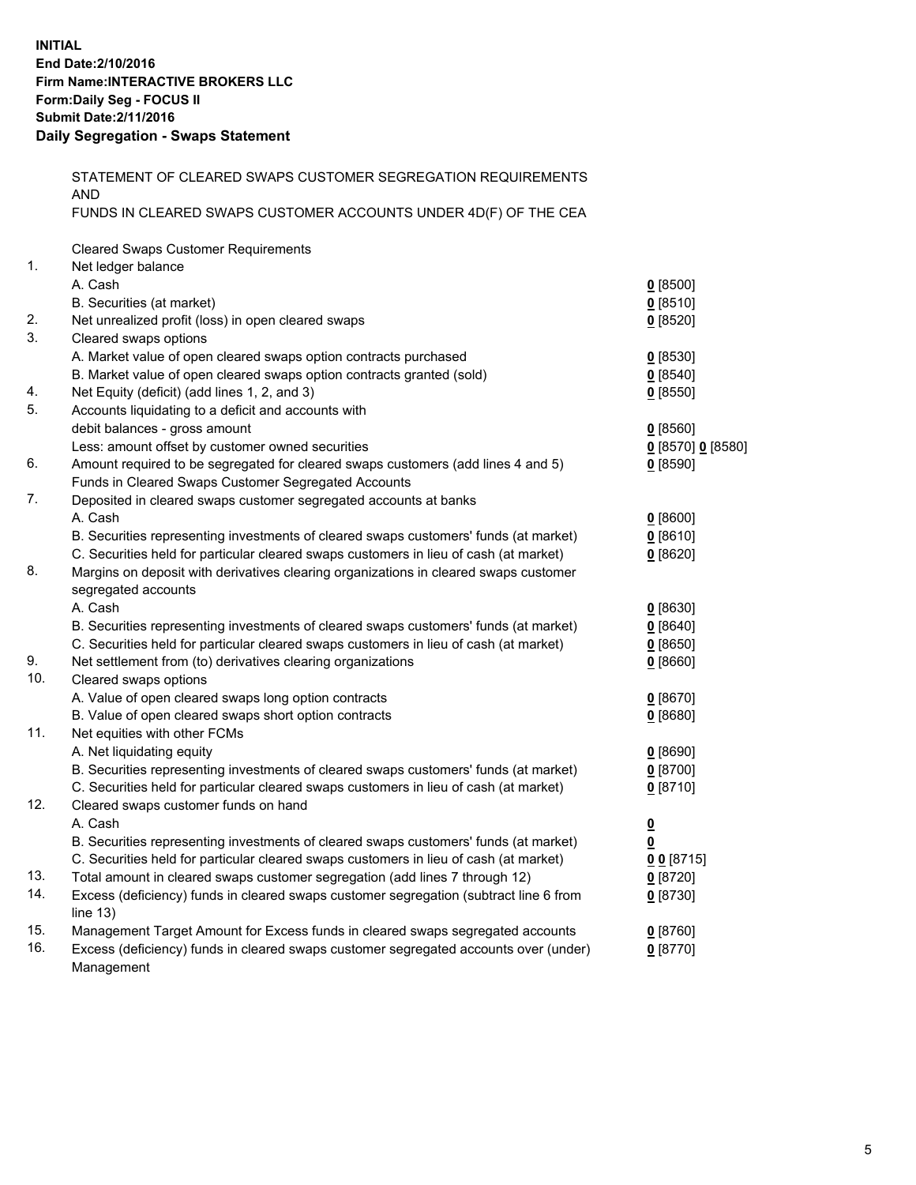**INITIAL**
**End Date:2/10/2016**
**Firm Name:INTERACTIVE BROKERS LLC**
**Form:Daily Seg - FOCUS II**
**Submit Date:2/11/2016**
**Daily Segregation - Swaps Statement**

STATEMENT OF CLEARED SWAPS CUSTOMER SEGREGATION REQUIREMENTS AND FUNDS IN CLEARED SWAPS CUSTOMER ACCOUNTS UNDER 4D(F) OF THE CEA

| | | |
|---|---|---|
| | Cleared Swaps Customer Requirements | |
| 1. | Net ledger balance | |
| | A. Cash | 0 [8500] |
| | B. Securities (at market) | 0 [8510] |
| 2. | Net unrealized profit (loss) in open cleared swaps | 0 [8520] |
| 3. | Cleared swaps options | |
| | A. Market value of open cleared swaps option contracts purchased | 0 [8530] |
| | B. Market value of open cleared swaps option contracts granted (sold) | 0 [8540] |
| 4. | Net Equity (deficit) (add lines 1, 2, and 3) | 0 [8550] |
| 5. | Accounts liquidating to a deficit and accounts with debit balances - gross amount | 0 [8560] |
| | Less: amount offset by customer owned securities | 0 [8570] 0 [8580] |
| 6. | Amount required to be segregated for cleared swaps customers (add lines 4 and 5) | 0 [8590] |
| | Funds in Cleared Swaps Customer Segregated Accounts | |
| 7. | Deposited in cleared swaps customer segregated accounts at banks | |
| | A. Cash | 0 [8600] |
| | B. Securities representing investments of cleared swaps customers' funds (at market) | 0 [8610] |
| | C. Securities held for particular cleared swaps customers in lieu of cash (at market) | 0 [8620] |
| 8. | Margins on deposit with derivatives clearing organizations in cleared swaps customer segregated accounts | |
| | A. Cash | 0 [8630] |
| | B. Securities representing investments of cleared swaps customers' funds (at market) | 0 [8640] |
| | C. Securities held for particular cleared swaps customers in lieu of cash (at market) | 0 [8650] |
| 9. | Net settlement from (to) derivatives clearing organizations | 0 [8660] |
| 10. | Cleared swaps options | |
| | A. Value of open cleared swaps long option contracts | 0 [8670] |
| | B. Value of open cleared swaps short option contracts | 0 [8680] |
| 11. | Net equities with other FCMs | |
| | A. Net liquidating equity | 0 [8690] |
| | B. Securities representing investments of cleared swaps customers' funds (at market) | 0 [8700] |
| | C. Securities held for particular cleared swaps customers in lieu of cash (at market) | 0 [8710] |
| 12. | Cleared swaps customer funds on hand | |
| | A. Cash | 0 |
| | B. Securities representing investments of cleared swaps customers' funds (at market) | 0 |
| | C. Securities held for particular cleared swaps customers in lieu of cash (at market) | 0 0 [8715] |
| 13. | Total amount in cleared swaps customer segregation (add lines 7 through 12) | 0 [8720] |
| 14. | Excess (deficiency) funds in cleared swaps customer segregation (subtract line 6 from line 13) | 0 [8730] |
| 15. | Management Target Amount for Excess funds in cleared swaps segregated accounts | 0 [8760] |
| 16. | Excess (deficiency) funds in cleared swaps customer segregated accounts over (under) Management | 0 [8770] |